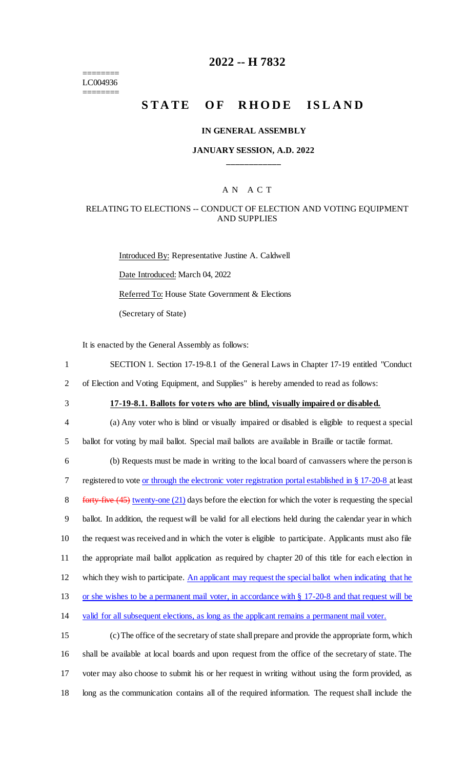========
LC004936
========

# 2022 -- H 7832

# STATE OF RHODE ISLAND

**IN GENERAL ASSEMBLY**

**JANUARY SESSION, A.D. 2022**

\_\_\_\_\_\_\_\_\_\_\_\_

A N A C T

RELATING TO ELECTIONS -- CONDUCT OF ELECTION AND VOTING EQUIPMENT AND SUPPLIES

Introduced By: Representative Justine A. Caldwell

Date Introduced: March 04, 2022

Referred To: House State Government & Elections

(Secretary of State)

It is enacted by the General Assembly as follows:

1 SECTION 1. Section 17-19-8.1 of the General Laws in Chapter 17-19 entitled "Conduct
2 of Election and Voting Equipment, and Supplies" is hereby amended to read as follows:

3 **17-19-8.1. Ballots for voters who are blind, visually impaired or disabled.**

4 (a) Any voter who is blind or visually impaired or disabled is eligible to request a special
5 ballot for voting by mail ballot. Special mail ballots are available in Braille or tactile format.

6 (b) Requests must be made in writing to the local board of canvassers where the person is
7 registered to vote or through the electronic voter registration portal established in § 17-20-8 at least
8 ~~forty-five (45)~~ twenty-one (21) days before the election for which the voter is requesting the special
9 ballot. In addition, the request will be valid for all elections held during the calendar year in which
10 the request was received and in which the voter is eligible to participate. Applicants must also file
11 the appropriate mail ballot application as required by chapter 20 of this title for each election in
12 which they wish to participate. An applicant may request the special ballot when indicating that he
13 or she wishes to be a permanent mail voter, in accordance with § 17-20-8 and that request will be
14 valid for all subsequent elections, as long as the applicant remains a permanent mail voter.

15 (c) The office of the secretary of state shall prepare and provide the appropriate form, which
16 shall be available at local boards and upon request from the office of the secretary of state. The
17 voter may also choose to submit his or her request in writing without using the form provided, as
18 long as the communication contains all of the required information. The request shall include the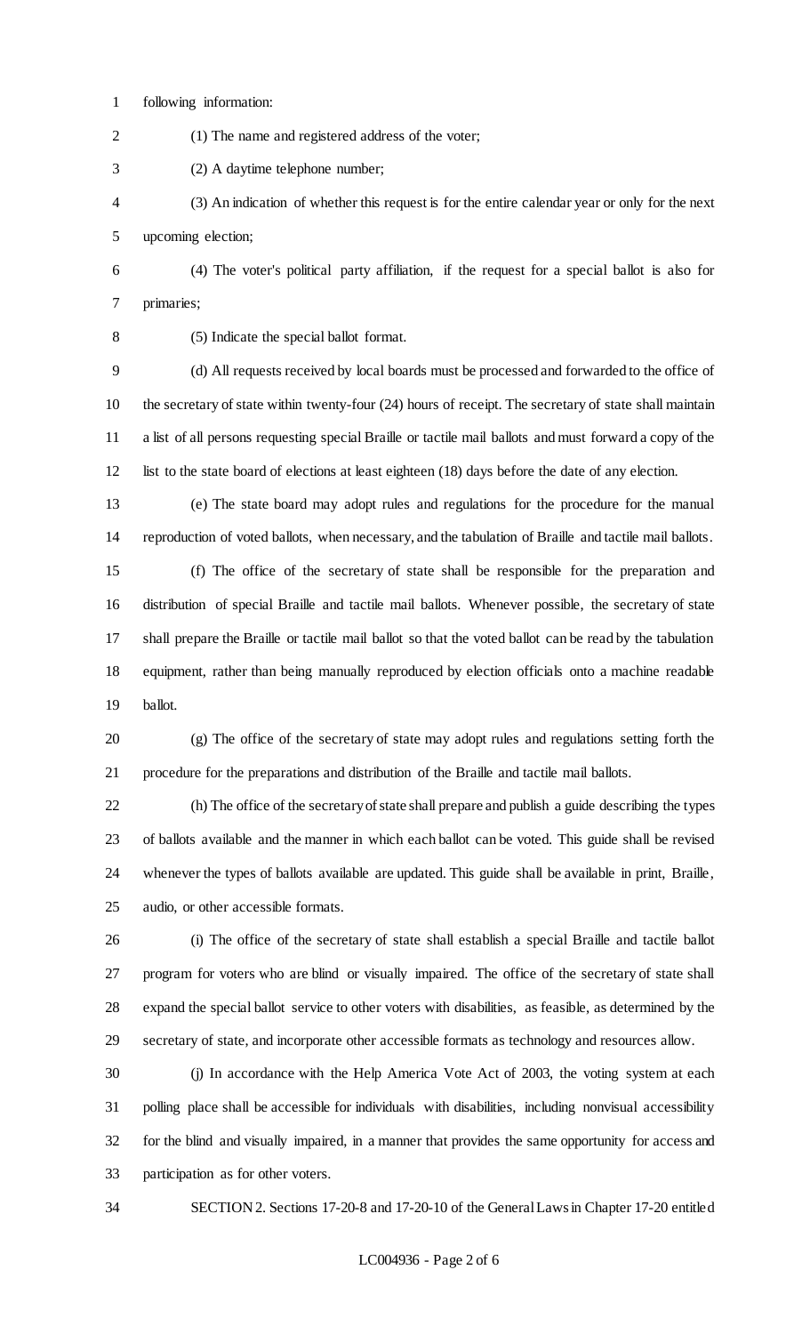following information:

(1) The name and registered address of the voter;

(2) A daytime telephone number;

(3) An indication of whether this request is for the entire calendar year or only for the next upcoming election;

(4) The voter's political party affiliation, if the request for a special ballot is also for primaries;

(5) Indicate the special ballot format.

(d) All requests received by local boards must be processed and forwarded to the office of the secretary of state within twenty-four (24) hours of receipt. The secretary of state shall maintain a list of all persons requesting special Braille or tactile mail ballots and must forward a copy of the list to the state board of elections at least eighteen (18) days before the date of any election.

(e) The state board may adopt rules and regulations for the procedure for the manual reproduction of voted ballots, when necessary, and the tabulation of Braille and tactile mail ballots.

(f) The office of the secretary of state shall be responsible for the preparation and distribution of special Braille and tactile mail ballots. Whenever possible, the secretary of state shall prepare the Braille or tactile mail ballot so that the voted ballot can be read by the tabulation equipment, rather than being manually reproduced by election officials onto a machine readable ballot.

(g) The office of the secretary of state may adopt rules and regulations setting forth the procedure for the preparations and distribution of the Braille and tactile mail ballots.

(h) The office of the secretary of state shall prepare and publish a guide describing the types of ballots available and the manner in which each ballot can be voted. This guide shall be revised whenever the types of ballots available are updated. This guide shall be available in print, Braille, audio, or other accessible formats.

(i) The office of the secretary of state shall establish a special Braille and tactile ballot program for voters who are blind or visually impaired. The office of the secretary of state shall expand the special ballot service to other voters with disabilities, as feasible, as determined by the secretary of state, and incorporate other accessible formats as technology and resources allow.

(j) In accordance with the Help America Vote Act of 2003, the voting system at each polling place shall be accessible for individuals with disabilities, including nonvisual accessibility for the blind and visually impaired, in a manner that provides the same opportunity for access and participation as for other voters.

SECTION 2. Sections 17-20-8 and 17-20-10 of the General Laws in Chapter 17-20 entitled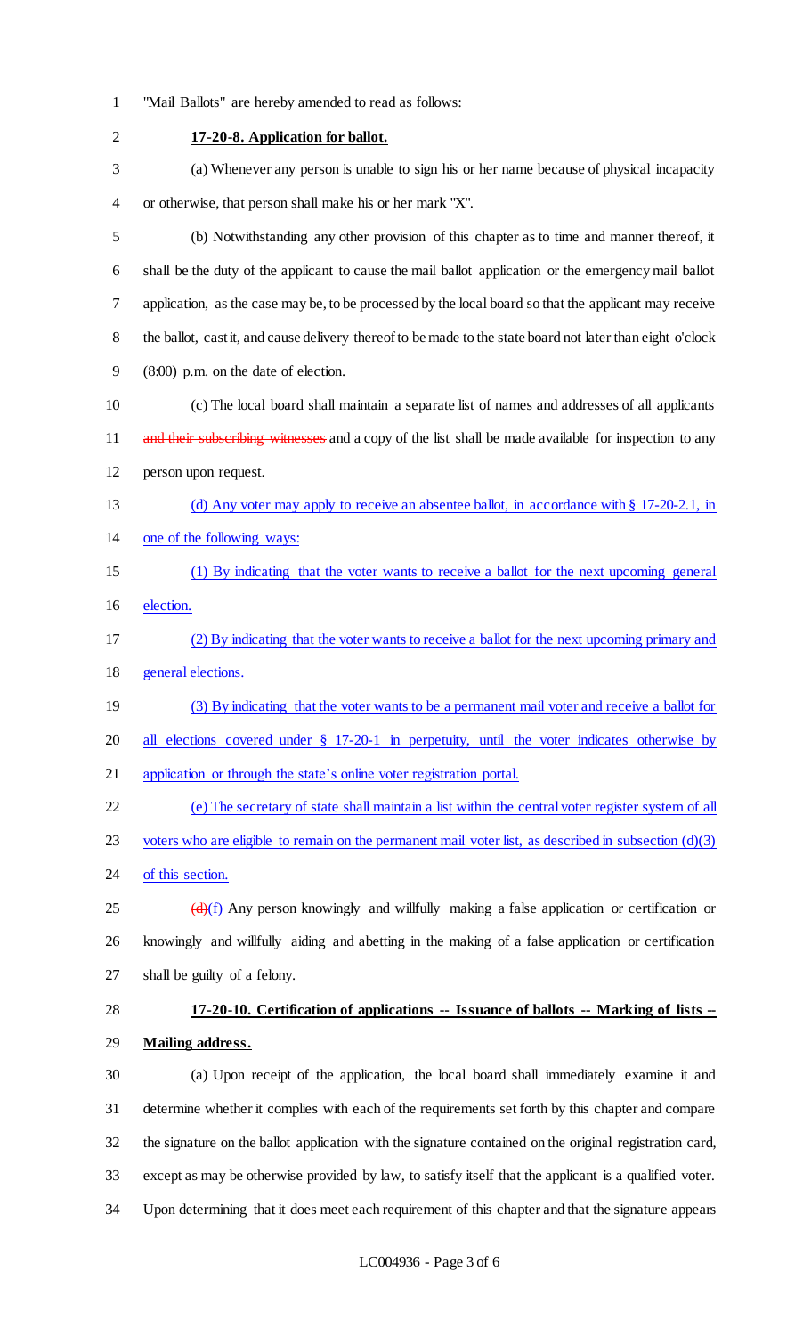"Mail Ballots" are hereby amended to read as follows:

**17-20-8. Application for ballot.**

(a) Whenever any person is unable to sign his or her name because of physical incapacity or otherwise, that person shall make his or her mark "X".

(b) Notwithstanding any other provision of this chapter as to time and manner thereof, it shall be the duty of the applicant to cause the mail ballot application or the emergency mail ballot application, as the case may be, to be processed by the local board so that the applicant may receive the ballot, cast it, and cause delivery thereof to be made to the state board not later than eight o'clock (8:00) p.m. on the date of election.

(c) The local board shall maintain a separate list of names and addresses of all applicants ~~and their subscribing witnesses~~ and a copy of the list shall be made available for inspection to any person upon request.

<u>(d) Any voter may apply to receive an absentee ballot, in accordance with § 17-20-2.1, in one of the following ways:</u>

<u>(1) By indicating that the voter wants to receive a ballot for the next upcoming general election.</u>

<u>(2) By indicating that the voter wants to receive a ballot for the next upcoming primary and general elections.</u>

<u>(3) By indicating that the voter wants to be a permanent mail voter and receive a ballot for all elections covered under § 17-20-1 in perpetuity, until the voter indicates otherwise by application or through the state's online voter registration portal.</u>

<u>(e) The secretary of state shall maintain a list within the central voter register system of all voters who are eligible to remain on the permanent mail voter list, as described in subsection (d)(3) of this section.</u>

~~(d)~~<u>(f)</u> Any person knowingly and willfully making a false application or certification or knowingly and willfully aiding and abetting in the making of a false application or certification shall be guilty of a felony.

**17-20-10. Certification of applications -- Issuance of ballots -- Marking of lists -- Mailing address.**

(a) Upon receipt of the application, the local board shall immediately examine it and determine whether it complies with each of the requirements set forth by this chapter and compare the signature on the ballot application with the signature contained on the original registration card, except as may be otherwise provided by law, to satisfy itself that the applicant is a qualified voter. Upon determining that it does meet each requirement of this chapter and that the signature appears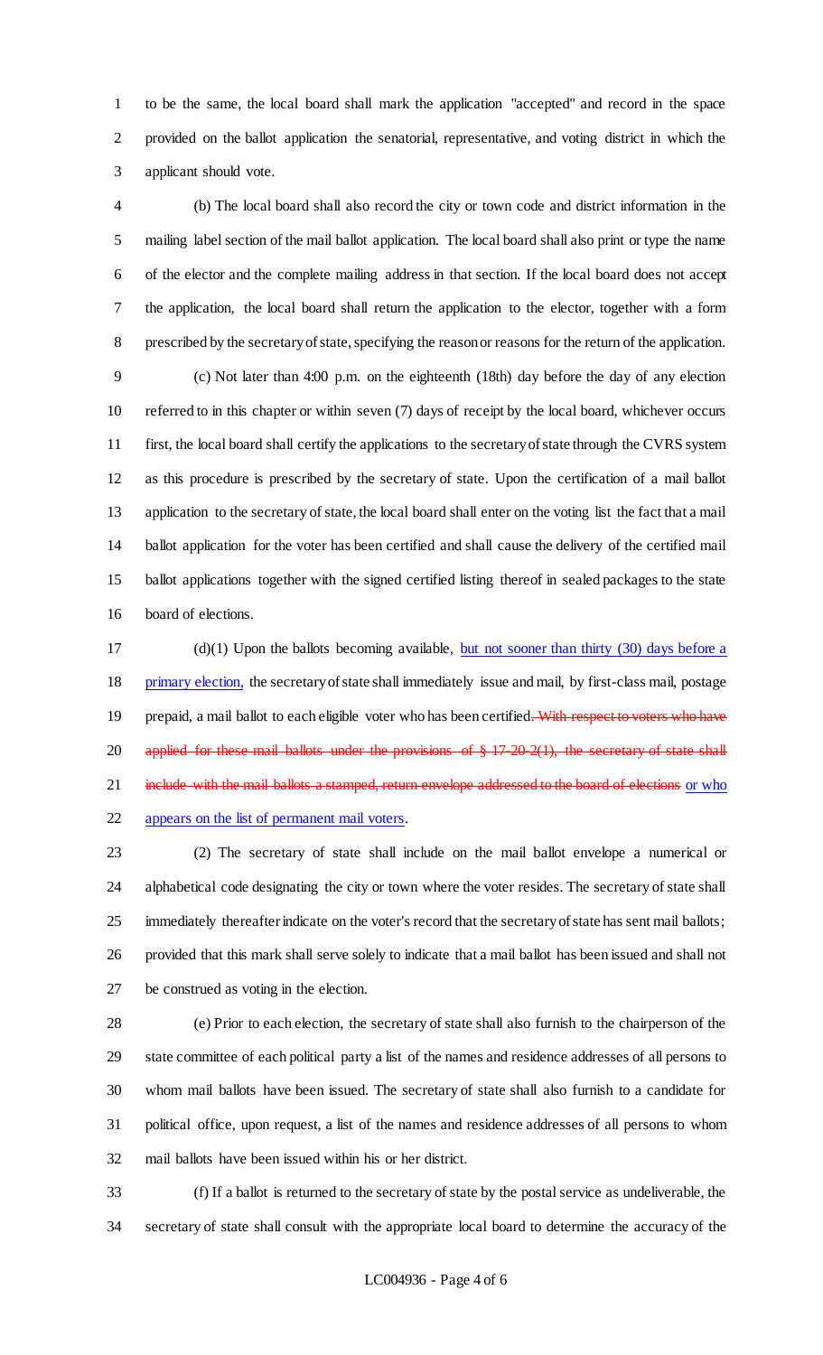to be the same, the local board shall mark the application "accepted" and record in the space provided on the ballot application the senatorial, representative, and voting district in which the applicant should vote.

(b) The local board shall also record the city or town code and district information in the mailing label section of the mail ballot application. The local board shall also print or type the name of the elector and the complete mailing address in that section. If the local board does not accept the application, the local board shall return the application to the elector, together with a form prescribed by the secretary of state, specifying the reason or reasons for the return of the application.

(c) Not later than 4:00 p.m. on the eighteenth (18th) day before the day of any election referred to in this chapter or within seven (7) days of receipt by the local board, whichever occurs first, the local board shall certify the applications to the secretary of state through the CVRS system as this procedure is prescribed by the secretary of state. Upon the certification of a mail ballot application to the secretary of state, the local board shall enter on the voting list the fact that a mail ballot application for the voter has been certified and shall cause the delivery of the certified mail ballot applications together with the signed certified listing thereof in sealed packages to the state board of elections.

(d)(1) Upon the ballots becoming available, <u>but not sooner than thirty (30) days before a primary election,</u> the secretary of state shall immediately issue and mail, by first-class mail, postage prepaid, a mail ballot to each eligible voter who has been certified~~. With respect to voters who have applied for these mail ballots under the provisions of § 17-20-2(1), the secretary of state shall include with the mail ballots a stamped, return envelope addressed to the board of elections~~ <u>or who appears on the list of permanent mail voters</u>.

(2) The secretary of state shall include on the mail ballot envelope a numerical or alphabetical code designating the city or town where the voter resides. The secretary of state shall immediately thereafter indicate on the voter's record that the secretary of state has sent mail ballots; provided that this mark shall serve solely to indicate that a mail ballot has been issued and shall not be construed as voting in the election.

(e) Prior to each election, the secretary of state shall also furnish to the chairperson of the state committee of each political party a list of the names and residence addresses of all persons to whom mail ballots have been issued. The secretary of state shall also furnish to a candidate for political office, upon request, a list of the names and residence addresses of all persons to whom mail ballots have been issued within his or her district.

(f) If a ballot is returned to the secretary of state by the postal service as undeliverable, the secretary of state shall consult with the appropriate local board to determine the accuracy of the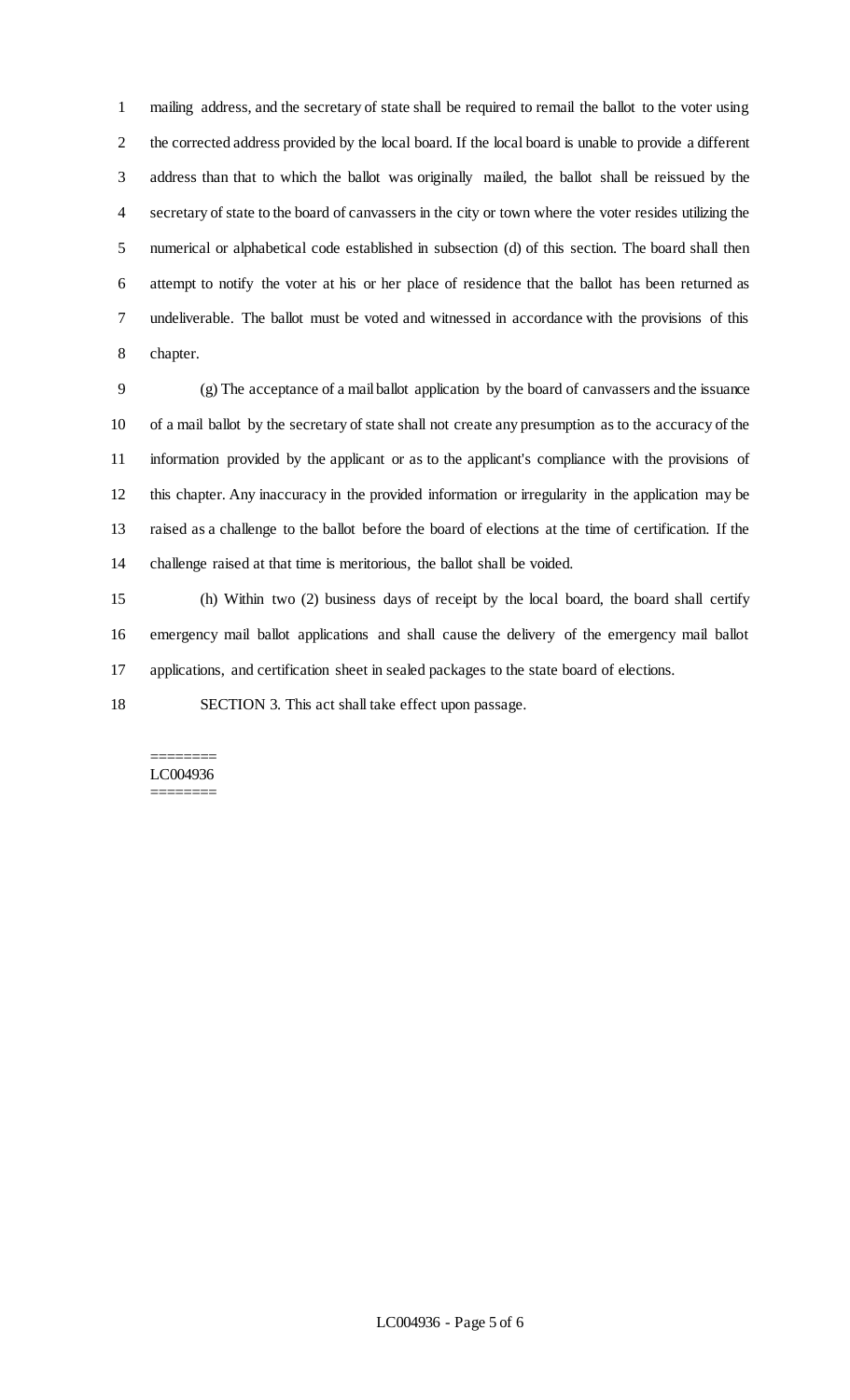mailing address, and the secretary of state shall be required to remail the ballot to the voter using the corrected address provided by the local board. If the local board is unable to provide a different address than that to which the ballot was originally mailed, the ballot shall be reissued by the secretary of state to the board of canvassers in the city or town where the voter resides utilizing the numerical or alphabetical code established in subsection (d) of this section. The board shall then attempt to notify the voter at his or her place of residence that the ballot has been returned as undeliverable. The ballot must be voted and witnessed in accordance with the provisions of this chapter.

(g) The acceptance of a mail ballot application by the board of canvassers and the issuance of a mail ballot by the secretary of state shall not create any presumption as to the accuracy of the information provided by the applicant or as to the applicant's compliance with the provisions of this chapter. Any inaccuracy in the provided information or irregularity in the application may be raised as a challenge to the ballot before the board of elections at the time of certification. If the challenge raised at that time is meritorious, the ballot shall be voided.

(h) Within two (2) business days of receipt by the local board, the board shall certify emergency mail ballot applications and shall cause the delivery of the emergency mail ballot applications, and certification sheet in sealed packages to the state board of elections.

SECTION 3. This act shall take effect upon passage.

========
LC004936
========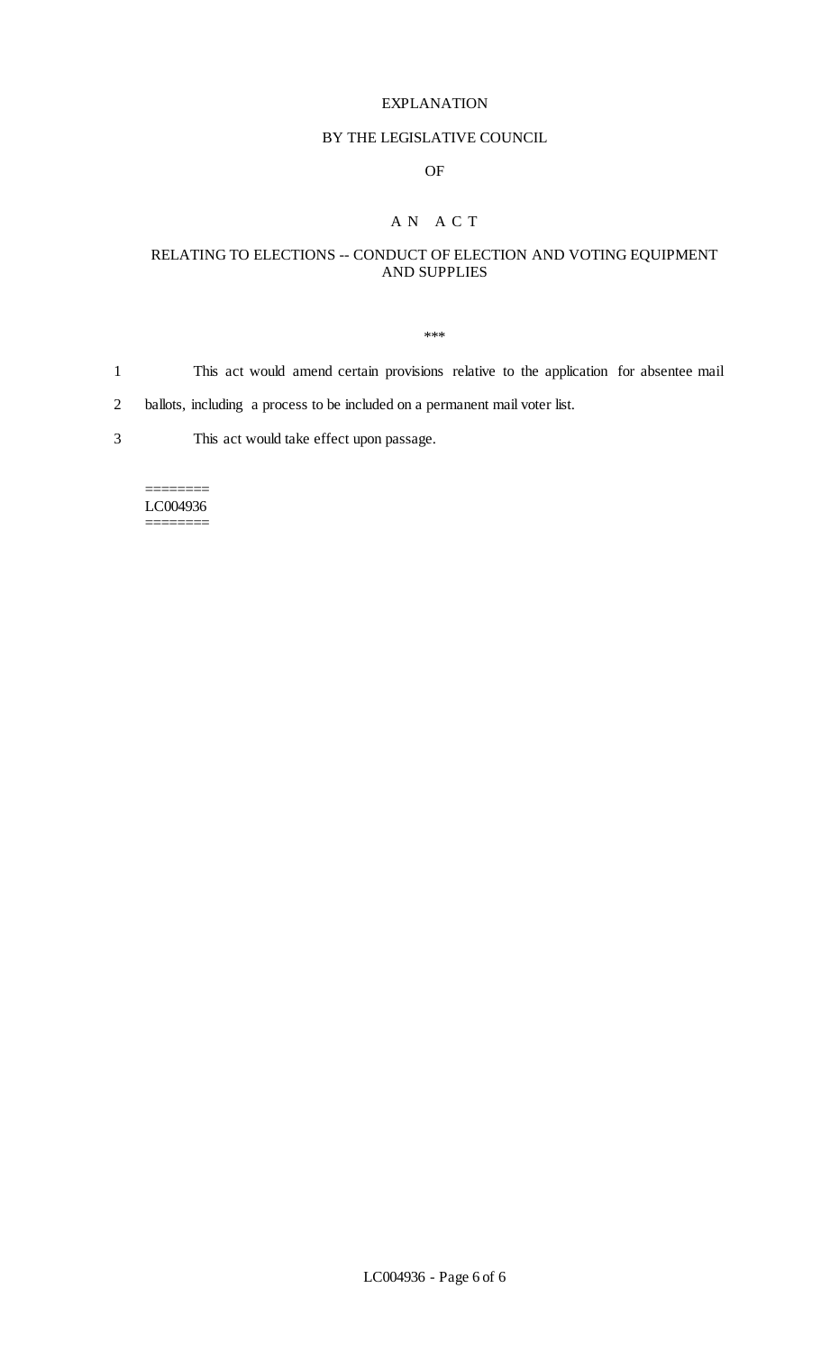EXPLANATION

BY THE LEGISLATIVE COUNCIL

OF

A N   A C T

RELATING TO ELECTIONS -- CONDUCT OF ELECTION AND VOTING EQUIPMENT AND SUPPLIES

\*\*\*

This act would amend certain provisions relative to the application for absentee mail ballots, including a process to be included on a permanent mail voter list.

This act would take effect upon passage.

========
LC004936
========